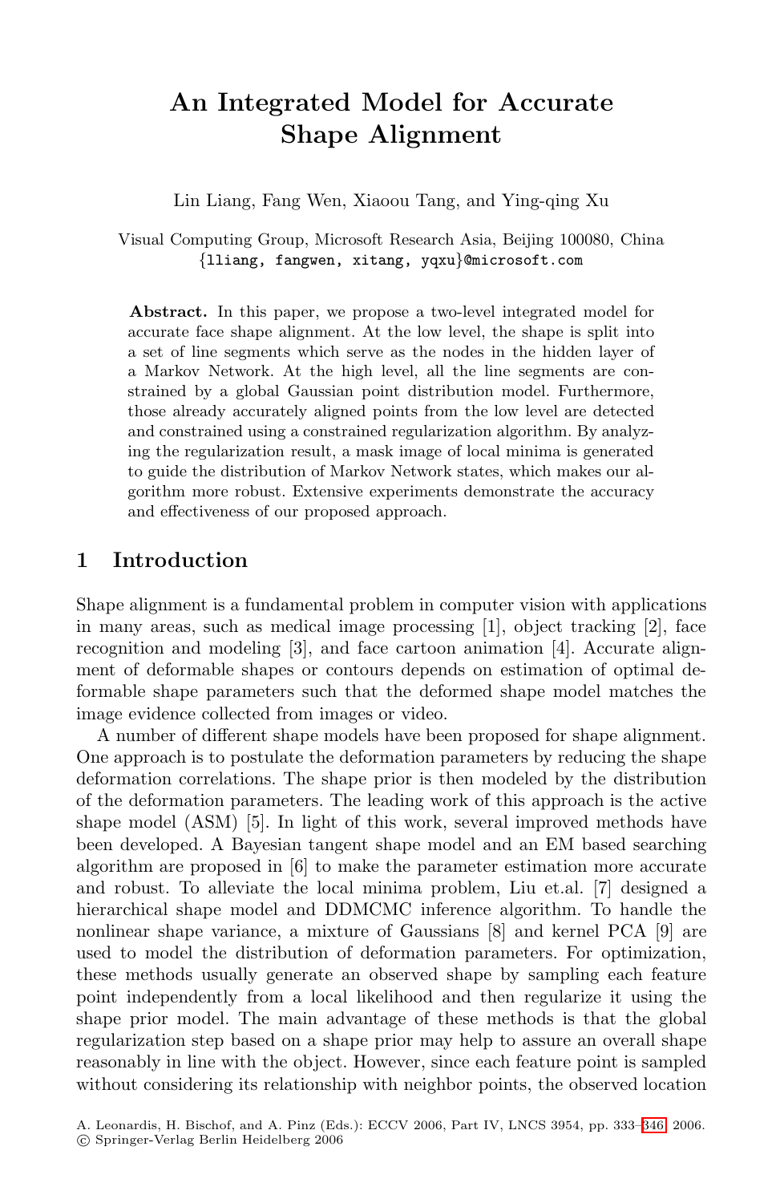# An Integrated Model for Accurate Shape Alignment

Lin Liang, Fang Wen, Xiaoou Tang, and Ying-qing Xu

Visual Computing Group, Microsoft Research Asia, Beijing 100080, China
{lliang, fangwen, xitang, yqxu}@microsoft.com

**Abstract.** In this paper, we propose a two-level integrated model for accurate face shape alignment. At the low level, the shape is split into a set of line segments which serve as the nodes in the hidden layer of a Markov Network. At the high level, all the line segments are constrained by a global Gaussian point distribution model. Furthermore, those already accurately aligned points from the low level are detected and constrained using a constrained regularization algorithm. By analyzing the regularization result, a mask image of local minima is generated to guide the distribution of Markov Network states, which makes our algorithm more robust. Extensive experiments demonstrate the accuracy and effectiveness of our proposed approach.

## 1 Introduction

Shape alignment is a fundamental problem in computer vision with applications in many areas, such as medical image processing [1], object tracking [2], face recognition and modeling [3], and face cartoon animation [4]. Accurate alignment of deformable shapes or contours depends on estimation of optimal deformable shape parameters such that the deformed shape model matches the image evidence collected from images or video.

A number of different shape models have been proposed for shape alignment. One approach is to postulate the deformation parameters by reducing the shape deformation correlations. The shape prior is then modeled by the distribution of the deformation parameters. The leading work of this approach is the active shape model (ASM) [5]. In light of this work, several improved methods have been developed. A Bayesian tangent shape model and an EM based searching algorithm are proposed in [6] to make the parameter estimation more accurate and robust. To alleviate the local minima problem, Liu et.al. [7] designed a hierarchical shape model and DDMCMC inference algorithm. To handle the nonlinear shape variance, a mixture of Gaussians [8] and kernel PCA [9] are used to model the distribution of deformation parameters. For optimization, these methods usually generate an observed shape by sampling each feature point independently from a local likelihood and then regularize it using the shape prior model. The main advantage of these methods is that the global regularization step based on a shape prior may help to assure an overall shape reasonably in line with the object. However, since each feature point is sampled without considering its relationship with neighbor points, the observed location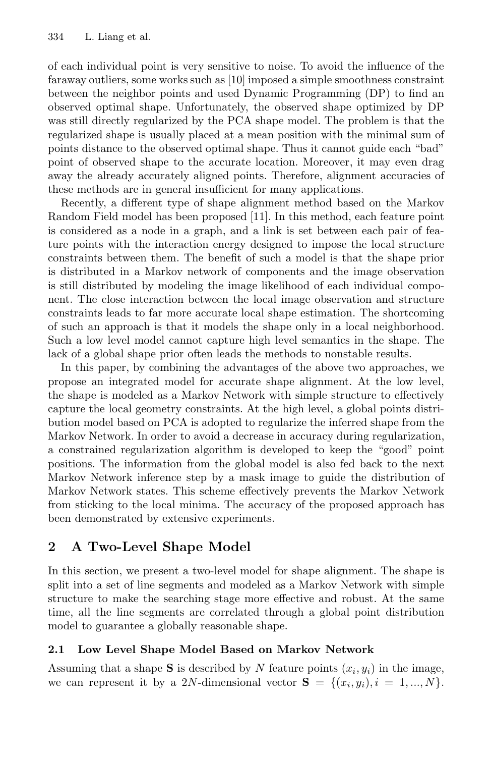of each individual point is very sensitive to noise. To avoid the influence of the faraway outliers, some works such as [10] imposed a simple smoothness constraint between the neighbor points and used Dynamic Programming (DP) to find an observed optimal shape. Unfortunately, the observed shape optimized by DP was still directly regularized by the PCA shape model. The problem is that the regularized shape is usually placed at a mean position with the minimal sum of points distance to the observed optimal shape. Thus it cannot guide each "bad" point of observed shape to the accurate location. Moreover, it may even drag away the already accurately aligned points. Therefore, alignment accuracies of these methods are in general insufficient for many applications.

Recently, a different type of shape alignment method based on the Markov Random Field model has been proposed [11]. In this method, each feature point is considered as a node in a graph, and a link is set between each pair of feature points with the interaction energy designed to impose the local structure constraints between them. The benefit of such a model is that the shape prior is distributed in a Markov network of components and the image observation is still distributed by modeling the image likelihood of each individual component. The close interaction between the local image observation and structure constraints leads to far more accurate local shape estimation. The shortcoming of such an approach is that it models the shape only in a local neighborhood. Such a low level model cannot capture high level semantics in the shape. The lack of a global shape prior often leads the methods to nonstable results.

In this paper, by combining the advantages of the above two approaches, we propose an integrated model for accurate shape alignment. At the low level, the shape is modeled as a Markov Network with simple structure to effectively capture the local geometry constraints. At the high level, a global points distribution model based on PCA is adopted to regularize the inferred shape from the Markov Network. In order to avoid a decrease in accuracy during regularization, a constrained regularization algorithm is developed to keep the "good" point positions. The information from the global model is also fed back to the next Markov Network inference step by a mask image to guide the distribution of Markov Network states. This scheme effectively prevents the Markov Network from sticking to the local minima. The accuracy of the proposed approach has been demonstrated by extensive experiments.

## 2 A Two-Level Shape Model

In this section, we present a two-level model for shape alignment. The shape is split into a set of line segments and modeled as a Markov Network with simple structure to make the searching stage more effective and robust. At the same time, all the line segments are correlated through a global point distribution model to guarantee a globally reasonable shape.

### 2.1 Low Level Shape Model Based on Markov Network

Assuming that a shape $\mathbf{S}$ is described by $N$ feature points $(x_i, y_i)$ in the image, we can represent it by a $2N$-dimensional vector $\mathbf{S} = \{(x_i, y_i), i = 1, ..., N\}$.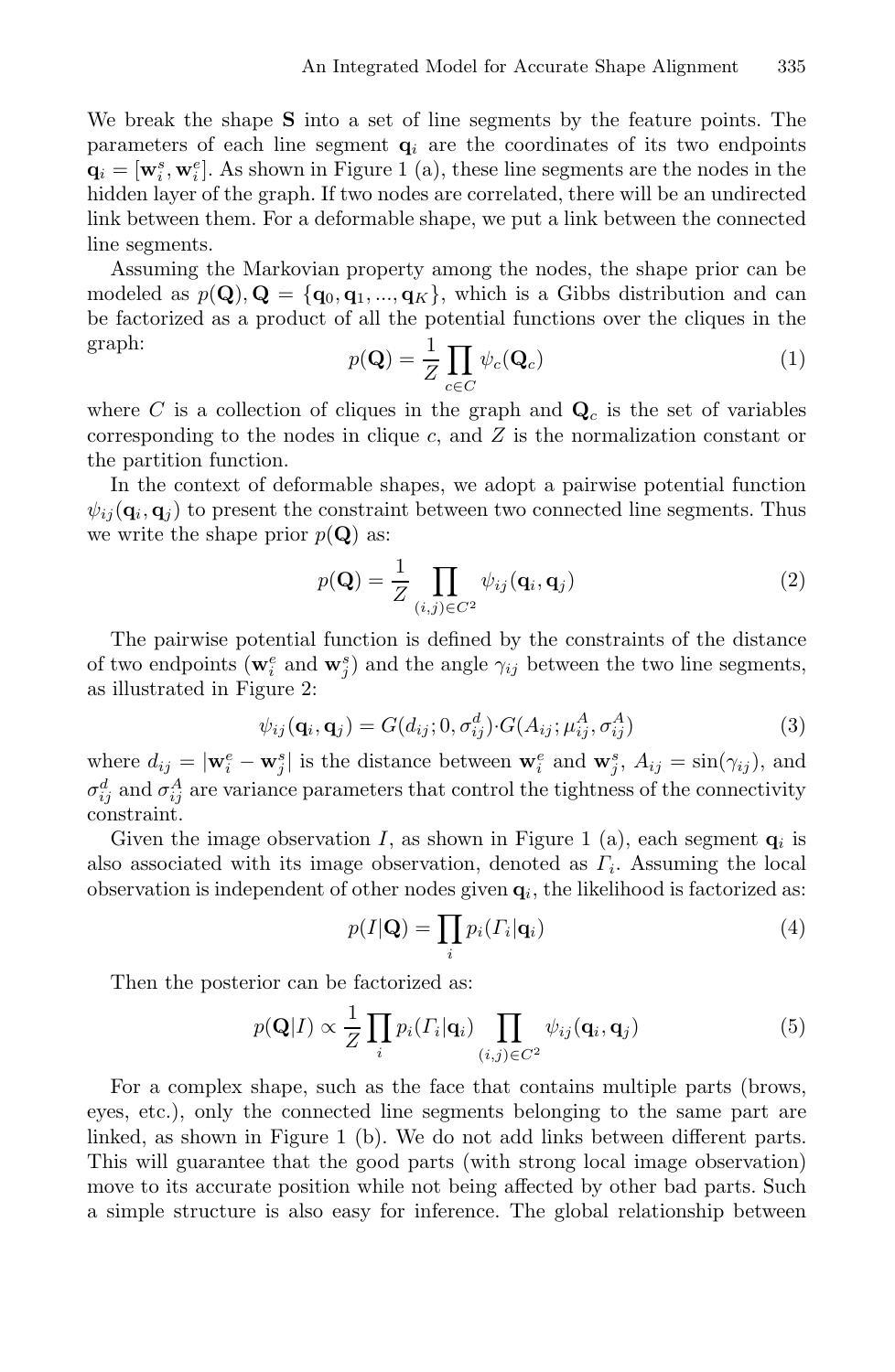We break the shape $\mathbf{S}$ into a set of line segments by the feature points. The parameters of each line segment $\mathbf{q}_i$ are the coordinates of its two endpoints $\mathbf{q}_i = [\mathbf{w}_i^s, \mathbf{w}_i^e]$. As shown in Figure 1 (a), these line segments are the nodes in the hidden layer of the graph. If two nodes are correlated, there will be an undirected link between them. For a deformable shape, we put a link between the connected line segments.

Assuming the Markovian property among the nodes, the shape prior can be modeled as $p(\mathbf{Q}), \mathbf{Q} = \{\mathbf{q}_0, \mathbf{q}_1, ..., \mathbf{q}_K\}$, which is a Gibbs distribution and can be factorized as a product of all the potential functions over the cliques in the graph:

$$p(\mathbf{Q}) = \frac{1}{Z} \prod_{c \in C} \psi_c(\mathbf{Q}_c) \tag{1}$$

where $C$ is a collection of cliques in the graph and $\mathbf{Q}_c$ is the set of variables corresponding to the nodes in clique $c$, and $Z$ is the normalization constant or the partition function.

In the context of deformable shapes, we adopt a pairwise potential function $\psi_{ij}(\mathbf{q}_i, \mathbf{q}_j)$ to present the constraint between two connected line segments. Thus we write the shape prior $p(\mathbf{Q})$ as:

$$p(\mathbf{Q}) = \frac{1}{Z} \prod_{(i,j) \in C^2} \psi_{ij}(\mathbf{q}_i, \mathbf{q}_j) \tag{2}$$

The pairwise potential function is defined by the constraints of the distance of two endpoints ($\mathbf{w}_i^e$ and $\mathbf{w}_j^s$) and the angle $\gamma_{ij}$ between the two line segments, as illustrated in Figure 2:

$$\psi_{ij}(\mathbf{q}_i, \mathbf{q}_j) = G(d_{ij}; 0, \sigma_{ij}^d) \cdot G(A_{ij}; \mu_{ij}^A, \sigma_{ij}^A) \tag{3}$$

where $d_{ij} = |\mathbf{w}_i^e - \mathbf{w}_j^s|$ is the distance between $\mathbf{w}_i^e$ and $\mathbf{w}_j^s$, $A_{ij} = \sin(\gamma_{ij})$, and $\sigma_{ij}^d$ and $\sigma_{ij}^A$ are variance parameters that control the tightness of the connectivity constraint.

Given the image observation $I$, as shown in Figure 1 (a), each segment $\mathbf{q}_i$ is also associated with its image observation, denoted as $\Gamma_i$. Assuming the local observation is independent of other nodes given $\mathbf{q}_i$, the likelihood is factorized as:

$$p(I|\mathbf{Q}) = \prod_i p_i(\Gamma_i|\mathbf{q}_i) \tag{4}$$

Then the posterior can be factorized as:

$$p(\mathbf{Q}|I) \propto \frac{1}{Z} \prod_i p_i(\Gamma_i|\mathbf{q}_i) \prod_{(i,j) \in C^2} \psi_{ij}(\mathbf{q}_i, \mathbf{q}_j) \tag{5}$$

For a complex shape, such as the face that contains multiple parts (brows, eyes, etc.), only the connected line segments belonging to the same part are linked, as shown in Figure 1 (b). We do not add links between different parts. This will guarantee that the good parts (with strong local image observation) move to its accurate position while not being affected by other bad parts. Such a simple structure is also easy for inference. The global relationship between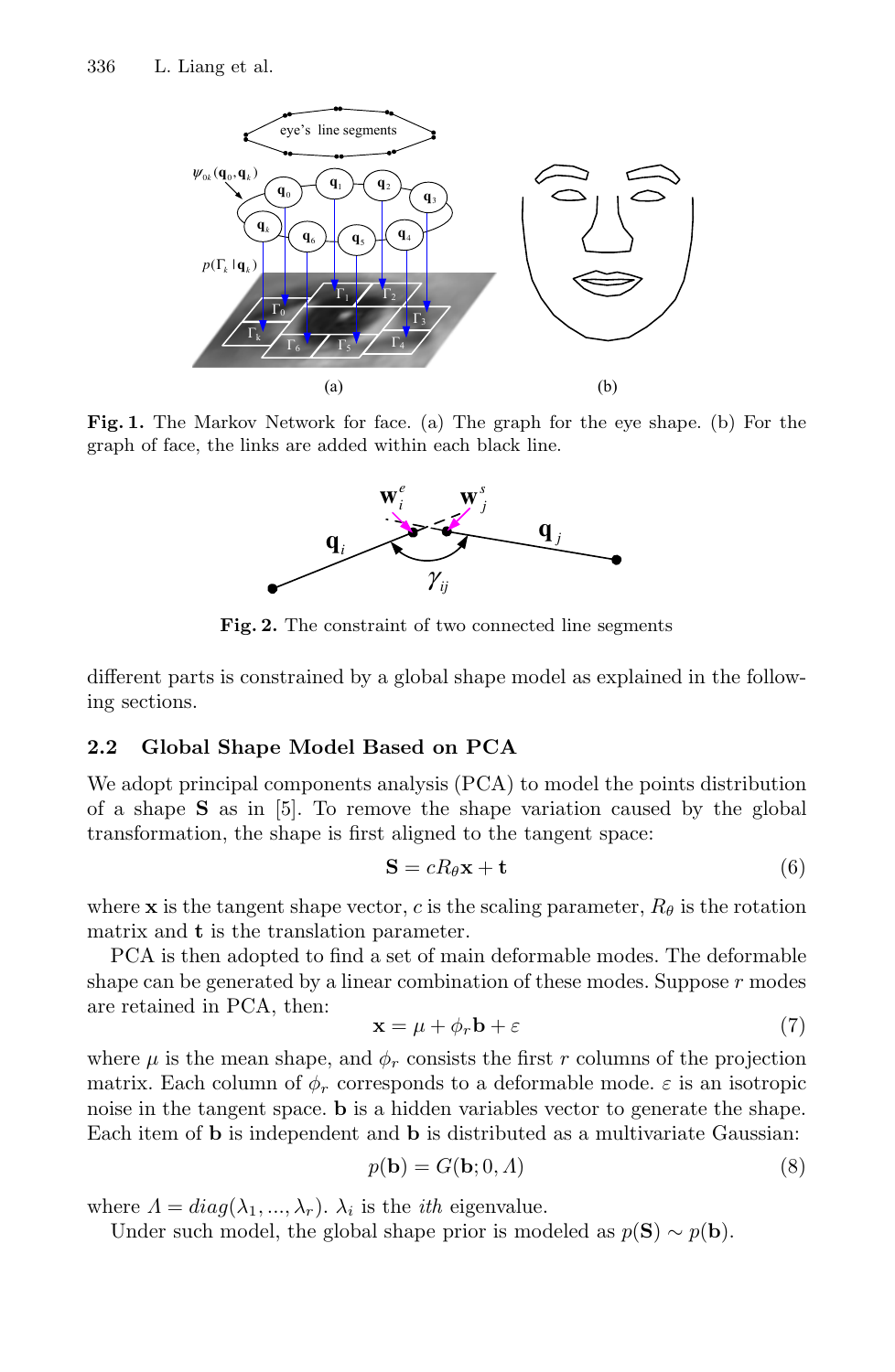Fig. 1. The Markov Network for face. (a) The graph for the eye shape. (b) For the graph of face, the links are added within each black line.

Fig. 2. The constraint of two connected line segments

different parts is constrained by a global shape model as explained in the following sections.

### 2.2 Global Shape Model Based on PCA

We adopt principal components analysis (PCA) to model the points distribution of a shape $\mathbf{S}$ as in [5]. To remove the shape variation caused by the global transformation, the shape is first aligned to the tangent space:

$$\mathbf{S} = cR_{\theta}\mathbf{x} + \mathbf{t} \tag{6}$$

where $\mathbf{x}$ is the tangent shape vector, $c$ is the scaling parameter, $R_{\theta}$ is the rotation matrix and $\mathbf{t}$ is the translation parameter.

PCA is then adopted to find a set of main deformable modes. The deformable shape can be generated by a linear combination of these modes. Suppose $r$ modes are retained in PCA, then:

$$\mathbf{x} = \mu + \phi_r \mathbf{b} + \varepsilon \tag{7}$$

where $\mu$ is the mean shape, and $\phi_r$ consists the first $r$ columns of the projection matrix. Each column of $\phi_r$ corresponds to a deformable mode. $\varepsilon$ is an isotropic noise in the tangent space. $\mathbf{b}$ is a hidden variables vector to generate the shape. Each item of $\mathbf{b}$ is independent and $\mathbf{b}$ is distributed as a multivariate Gaussian:

$$p(\mathbf{b}) = G(\mathbf{b}; 0, \Lambda) \tag{8}$$

where $\Lambda = diag(\lambda_1, ..., \lambda_r)$. $\lambda_i$ is the *ith* eigenvalue.

Under such model, the global shape prior is modeled as $p(\mathbf{S}) \sim p(\mathbf{b})$.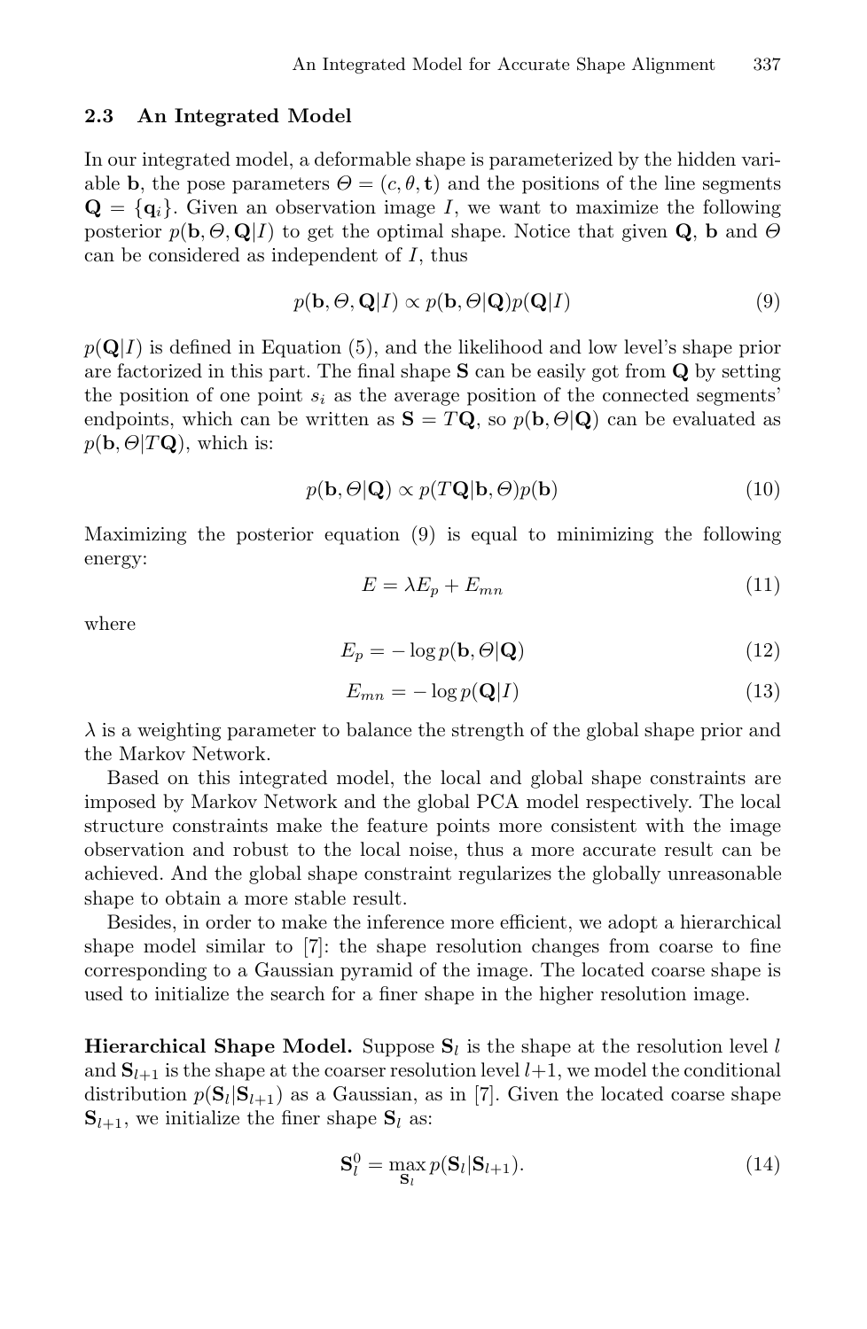### 2.3 An Integrated Model

In our integrated model, a deformable shape is parameterized by the hidden variable $\mathbf{b}$, the pose parameters $\Theta = (c, \theta, \mathbf{t})$ and the positions of the line segments $\mathbf{Q} = \{\mathbf{q}_i\}$. Given an observation image $I$, we want to maximize the following posterior $p(\mathbf{b}, \Theta, \mathbf{Q}|I)$ to get the optimal shape. Notice that given $\mathbf{Q}$, $\mathbf{b}$ and $\Theta$ can be considered as independent of $I$, thus

$$p(\mathbf{b}, \Theta, \mathbf{Q}|I) \propto p(\mathbf{b}, \Theta|\mathbf{Q})p(\mathbf{Q}|I) \tag{9}$$

$p(\mathbf{Q}|I)$ is defined in Equation (5), and the likelihood and low level's shape prior are factorized in this part. The final shape $\mathbf{S}$ can be easily got from $\mathbf{Q}$ by setting the position of one point $s_i$ as the average position of the connected segments' endpoints, which can be written as $\mathbf{S} = T\mathbf{Q}$, so $p(\mathbf{b}, \Theta|\mathbf{Q})$ can be evaluated as $p(\mathbf{b}, \Theta|T\mathbf{Q})$, which is:

$$p(\mathbf{b}, \Theta|\mathbf{Q}) \propto p(T\mathbf{Q}|\mathbf{b}, \Theta)p(\mathbf{b}) \tag{10}$$

Maximizing the posterior equation (9) is equal to minimizing the following energy:

$$E = \lambda E_p + E_{mn} \tag{11}$$

where

$$E_p = -\log p(\mathbf{b}, \Theta|\mathbf{Q}) \tag{12}$$

$$E_{mn} = -\log p(\mathbf{Q}|I) \tag{13}$$

$\lambda$ is a weighting parameter to balance the strength of the global shape prior and the Markov Network.

Based on this integrated model, the local and global shape constraints are imposed by Markov Network and the global PCA model respectively. The local structure constraints make the feature points more consistent with the image observation and robust to the local noise, thus a more accurate result can be achieved. And the global shape constraint regularizes the globally unreasonable shape to obtain a more stable result.

Besides, in order to make the inference more efficient, we adopt a hierarchical shape model similar to [7]: the shape resolution changes from coarse to fine corresponding to a Gaussian pyramid of the image. The located coarse shape is used to initialize the search for a finer shape in the higher resolution image.

**Hierarchical Shape Model.** Suppose $\mathbf{S}_l$ is the shape at the resolution level $l$ and $\mathbf{S}_{l+1}$ is the shape at the coarser resolution level $l+1$, we model the conditional distribution $p(\mathbf{S}_l|\mathbf{S}_{l+1})$ as a Gaussian, as in [7]. Given the located coarse shape $\mathbf{S}_{l+1}$, we initialize the finer shape $\mathbf{S}_l$ as:

$$\mathbf{S}_l^0 = \max_{\mathbf{S}_l} p(\mathbf{S}_l|\mathbf{S}_{l+1}). \tag{14}$$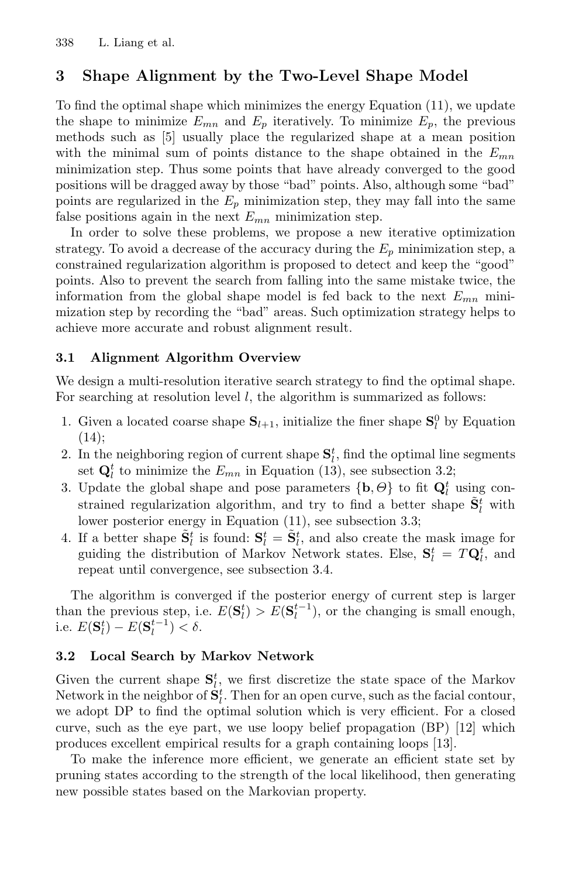## 3 Shape Alignment by the Two-Level Shape Model

To find the optimal shape which minimizes the energy Equation (11), we update the shape to minimize $E_{mn}$ and $E_p$ iteratively. To minimize $E_p$, the previous methods such as [5] usually place the regularized shape at a mean position with the minimal sum of points distance to the shape obtained in the $E_{mn}$ minimization step. Thus some points that have already converged to the good positions will be dragged away by those "bad" points. Also, although some "bad" points are regularized in the $E_p$ minimization step, they may fall into the same false positions again in the next $E_{mn}$ minimization step.

In order to solve these problems, we propose a new iterative optimization strategy. To avoid a decrease of the accuracy during the $E_p$ minimization step, a constrained regularization algorithm is proposed to detect and keep the "good" points. Also to prevent the search from falling into the same mistake twice, the information from the global shape model is fed back to the next $E_{mn}$ minimization step by recording the "bad" areas. Such optimization strategy helps to achieve more accurate and robust alignment result.

### 3.1 Alignment Algorithm Overview

We design a multi-resolution iterative search strategy to find the optimal shape. For searching at resolution level $l$, the algorithm is summarized as follows:

1. Given a located coarse shape $\mathbf{S}_{l+1}$, initialize the finer shape $\mathbf{S}_l^0$ by Equation (14);
2. In the neighboring region of current shape $\mathbf{S}_l^t$, find the optimal line segments set $\mathbf{Q}_l^t$ to minimize the $E_{mn}$ in Equation (13), see subsection 3.2;
3. Update the global shape and pose parameters $\{\mathbf{b}, \Theta\}$ to fit $\mathbf{Q}_l^t$ using constrained regularization algorithm, and try to find a better shape $\tilde{\mathbf{S}}_l^t$ with lower posterior energy in Equation (11), see subsection 3.3;
4. If a better shape $\tilde{\mathbf{S}}_l^t$ is found: $\mathbf{S}_l^t = \tilde{\mathbf{S}}_l^t$, and also create the mask image for guiding the distribution of Markov Network states. Else, $\mathbf{S}_l^t = T\mathbf{Q}_l^t$, and repeat until convergence, see subsection 3.4.

The algorithm is converged if the posterior energy of current step is larger than the previous step, i.e. $E(\mathbf{S}_l^t) > E(\mathbf{S}_l^{t-1})$, or the changing is small enough, i.e. $E(\mathbf{S}_l^t) - E(\mathbf{S}_l^{t-1}) < \delta$.

### 3.2 Local Search by Markov Network

Given the current shape $\mathbf{S}_l^t$, we first discretize the state space of the Markov Network in the neighbor of $\mathbf{S}_l^t$. Then for an open curve, such as the facial contour, we adopt DP to find the optimal solution which is very efficient. For a closed curve, such as the eye part, we use loopy belief propagation (BP) [12] which produces excellent empirical results for a graph containing loops [13].

To make the inference more efficient, we generate an efficient state set by pruning states according to the strength of the local likelihood, then generating new possible states based on the Markovian property.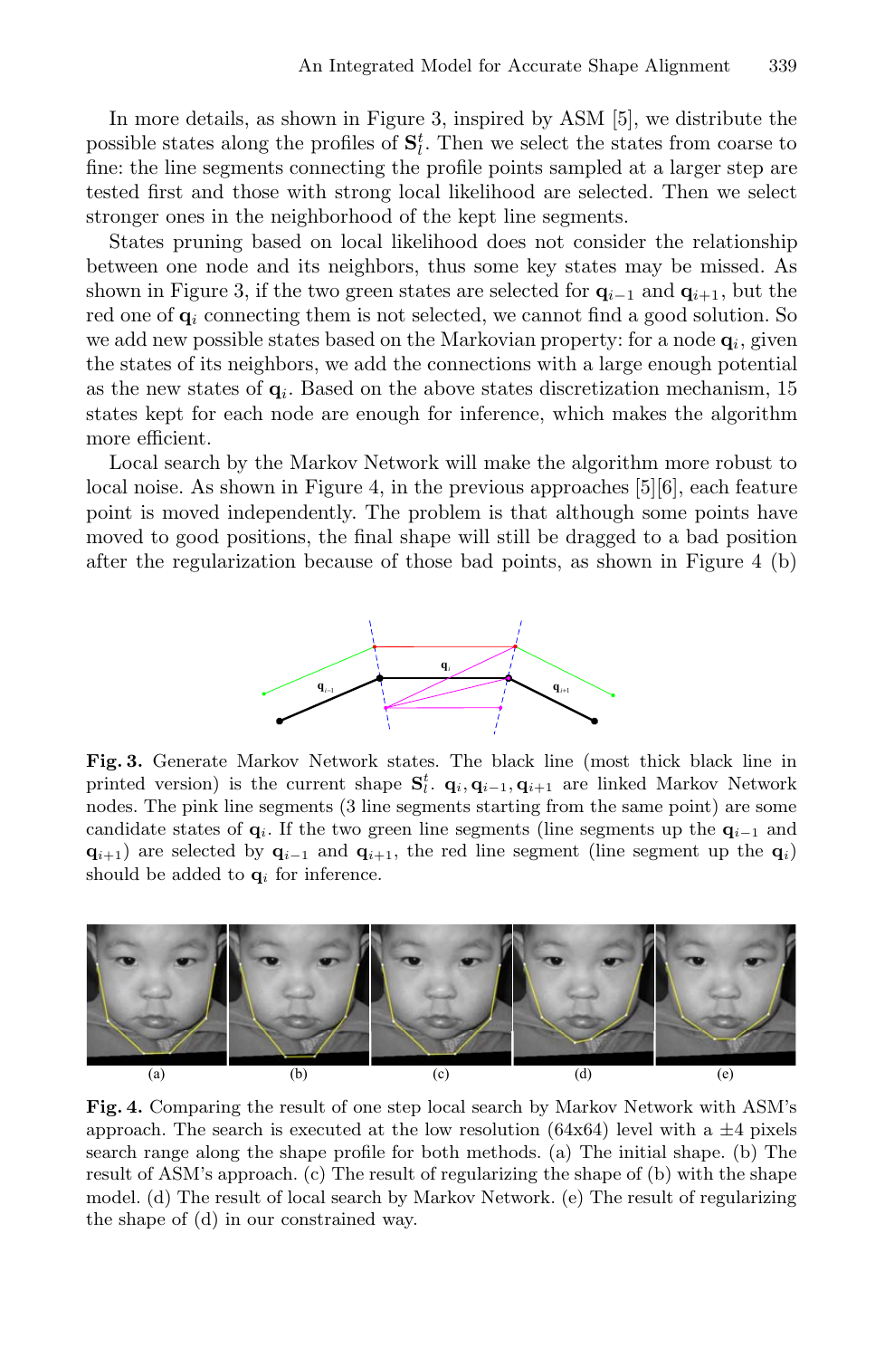In more details, as shown in Figure 3, inspired by ASM [5], we distribute the possible states along the profiles of $\mathbf{S}_l^t$. Then we select the states from coarse to fine: the line segments connecting the profile points sampled at a larger step are tested first and those with strong local likelihood are selected. Then we select stronger ones in the neighborhood of the kept line segments.

States pruning based on local likelihood does not consider the relationship between one node and its neighbors, thus some key states may be missed. As shown in Figure 3, if the two green states are selected for $\mathbf{q}_{i-1}$ and $\mathbf{q}_{i+1}$, but the red one of $\mathbf{q}_i$ connecting them is not selected, we cannot find a good solution. So we add new possible states based on the Markovian property: for a node $\mathbf{q}_i$, given the states of its neighbors, we add the connections with a large enough potential as the new states of $\mathbf{q}_i$. Based on the above states discretization mechanism, 15 states kept for each node are enough for inference, which makes the algorithm more efficient.

Local search by the Markov Network will make the algorithm more robust to local noise. As shown in Figure 4, in the previous approaches [5][6], each feature point is moved independently. The problem is that although some points have moved to good positions, the final shape will still be dragged to a bad position after the regularization because of those bad points, as shown in Figure 4 (b)

**Fig. 3.** Generate Markov Network states. The black line (most thick black line in printed version) is the current shape $\mathbf{S}_l^t$. $\mathbf{q}_i, \mathbf{q}_{i-1}, \mathbf{q}_{i+1}$ are linked Markov Network nodes. The pink line segments (3 line segments starting from the same point) are some candidate states of $\mathbf{q}_i$. If the two green line segments (line segments up the $\mathbf{q}_{i-1}$ and $\mathbf{q}_{i+1}$) are selected by $\mathbf{q}_{i-1}$ and $\mathbf{q}_{i+1}$, the red line segment (line segment up the $\mathbf{q}_i$) should be added to $\mathbf{q}_i$ for inference.

**Fig. 4.** Comparing the result of one step local search by Markov Network with ASM's approach. The search is executed at the low resolution (64x64) level with a $\pm 4$ pixels search range along the shape profile for both methods. (a) The initial shape. (b) The result of ASM's approach. (c) The result of regularizing the shape of (b) with the shape model. (d) The result of local search by Markov Network. (e) The result of regularizing the shape of (d) in our constrained way.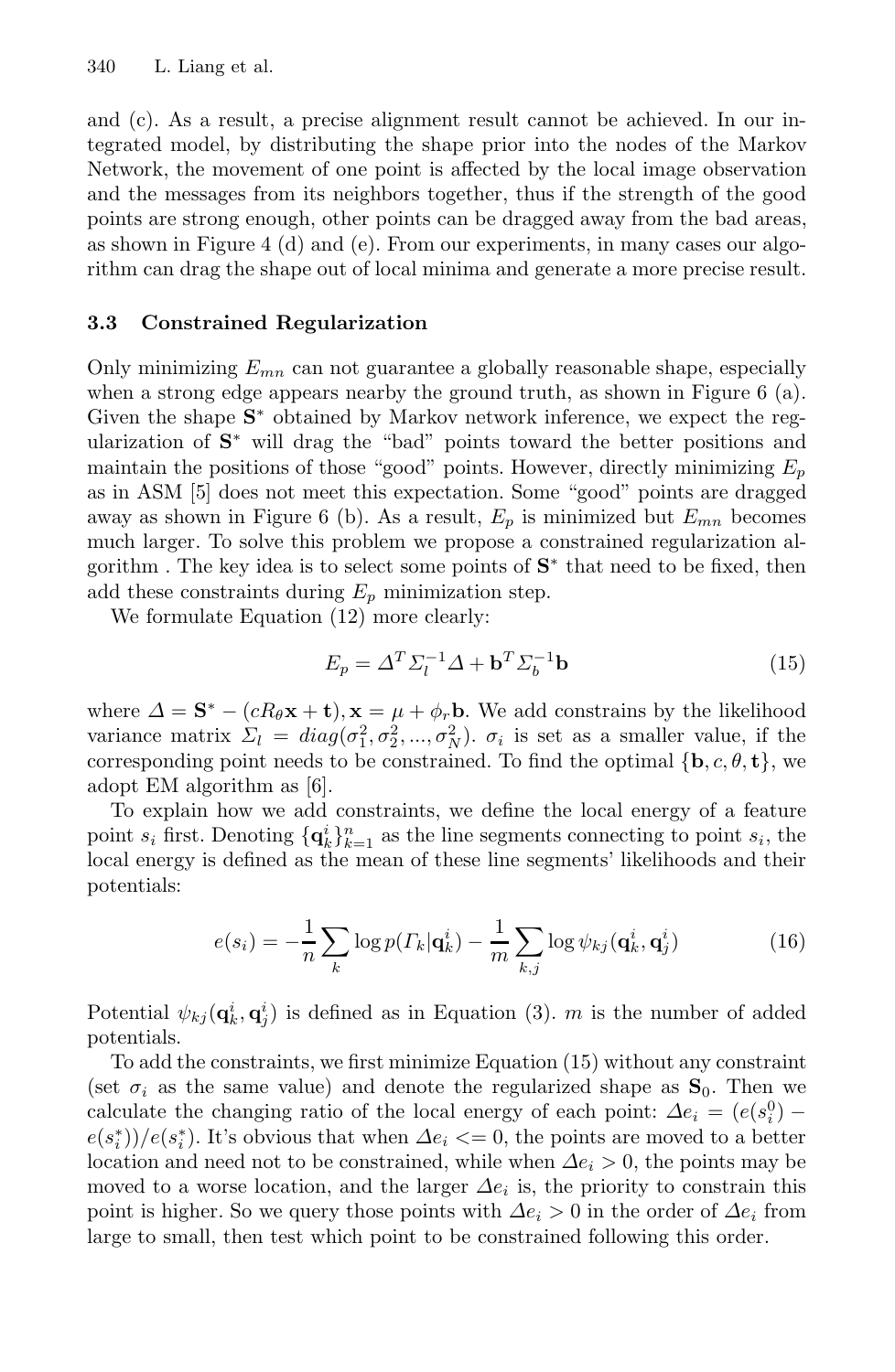and (c). As a result, a precise alignment result cannot be achieved. In our integrated model, by distributing the shape prior into the nodes of the Markov Network, the movement of one point is affected by the local image observation and the messages from its neighbors together, thus if the strength of the good points are strong enough, other points can be dragged away from the bad areas, as shown in Figure 4 (d) and (e). From our experiments, in many cases our algorithm can drag the shape out of local minima and generate a more precise result.

### 3.3 Constrained Regularization

Only minimizing $E_{mn}$ can not guarantee a globally reasonable shape, especially when a strong edge appears nearby the ground truth, as shown in Figure 6 (a). Given the shape $\mathbf{S}^*$ obtained by Markov network inference, we expect the regularization of $\mathbf{S}^*$ will drag the "bad" points toward the better positions and maintain the positions of those "good" points. However, directly minimizing $E_p$ as in ASM [5] does not meet this expectation. Some "good" points are dragged away as shown in Figure 6 (b). As a result, $E_p$ is minimized but $E_{mn}$ becomes much larger. To solve this problem we propose a constrained regularization algorithm . The key idea is to select some points of $\mathbf{S}^*$ that need to be fixed, then add these constraints during $E_p$ minimization step.

We formulate Equation (12) more clearly:

$$E_p = \Delta^T \Sigma_l^{-1} \Delta + \mathbf{b}^T \Sigma_b^{-1} \mathbf{b} \tag{15}$$

where $\Delta = \mathbf{S}^* - (cR_\theta \mathbf{x} + \mathbf{t}), \mathbf{x} = \mu + \phi_r \mathbf{b}$. We add constrains by the likelihood variance matrix $\Sigma_l = diag(\sigma_1^2, \sigma_2^2, ..., \sigma_N^2)$. $\sigma_i$ is set as a smaller value, if the corresponding point needs to be constrained. To find the optimal $\{\mathbf{b}, c, \theta, \mathbf{t}\}$, we adopt EM algorithm as [6].

To explain how we add constraints, we define the local energy of a feature point $s_i$ first. Denoting $\{\mathbf{q}_k^i\}_{k=1}^n$ as the line segments connecting to point $s_i$, the local energy is defined as the mean of these line segments' likelihoods and their potentials:

$$e(s_i) = -\frac{1}{n} \sum_k \log p(\Gamma_k | \mathbf{q}_k^i) - \frac{1}{m} \sum_{k,j} \log \psi_{kj}(\mathbf{q}_k^i, \mathbf{q}_j^i) \tag{16}$$

Potential $\psi_{kj}(\mathbf{q}_k^i, \mathbf{q}_j^i)$ is defined as in Equation (3). $m$ is the number of added potentials.

To add the constraints, we first minimize Equation (15) without any constraint (set $\sigma_i$ as the same value) and denote the regularized shape as $\mathbf{S}_0$. Then we calculate the changing ratio of the local energy of each point: $\Delta e_i = (e(s_i^0) - e(s_i^*))/e(s_i^*)$. It's obvious that when $\Delta e_i <= 0$, the points are moved to a better location and need not to be constrained, while when $\Delta e_i > 0$, the points may be moved to a worse location, and the larger $\Delta e_i$ is, the priority to constrain this point is higher. So we query those points with $\Delta e_i > 0$ in the order of $\Delta e_i$ from large to small, then test which point to be constrained following this order.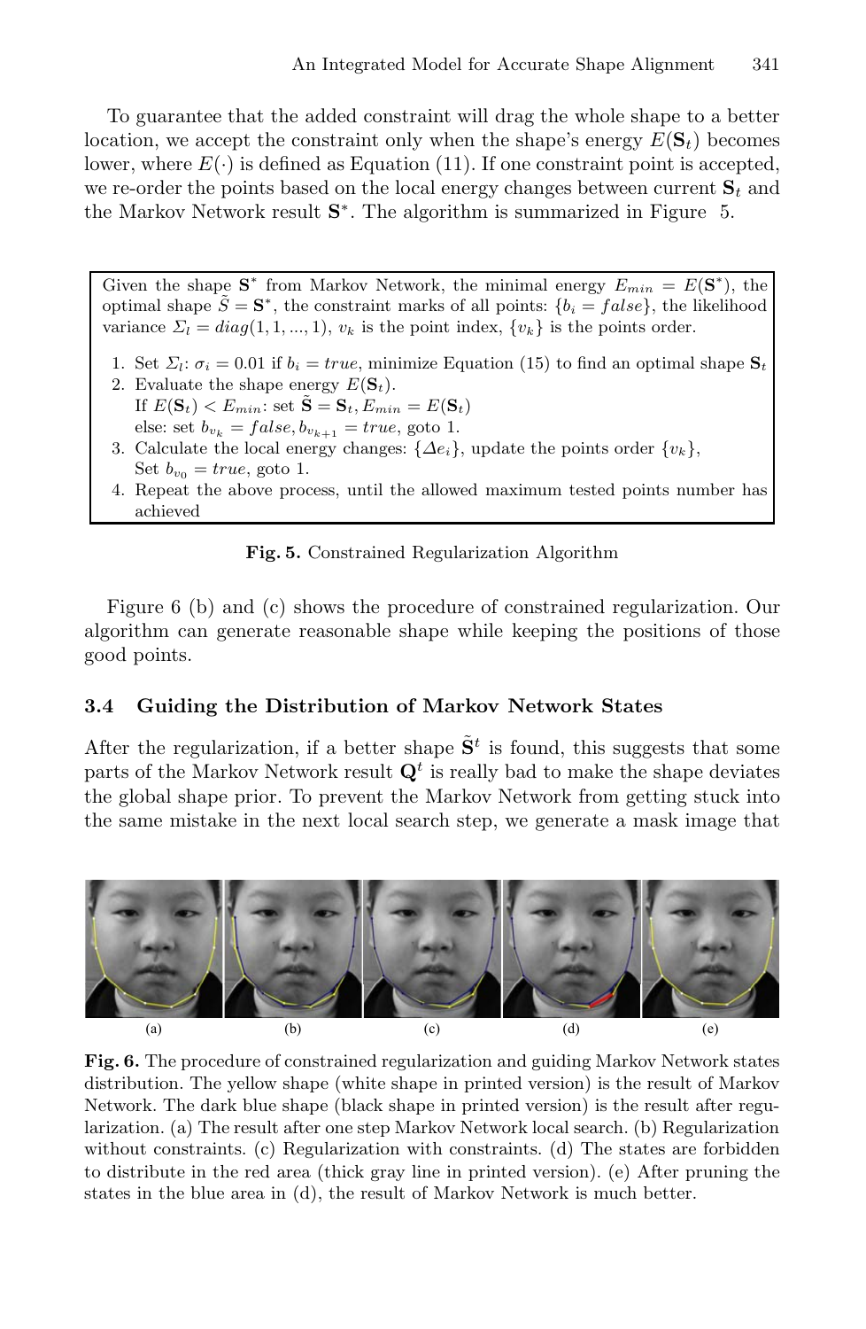To guarantee that the added constraint will drag the whole shape to a better location, we accept the constraint only when the shape's energy $E(\mathbf{S}_t)$ becomes lower, where $E(\cdot)$ is defined as Equation (11). If one constraint point is accepted, we re-order the points based on the local energy changes between current $\mathbf{S}_t$ and the Markov Network result $\mathbf{S}^*$. The algorithm is summarized in Figure 5.

Given the shape $\mathbf{S}^*$ from Markov Network, the minimal energy $E_{min} = E(\mathbf{S}^*)$, the optimal shape $\tilde{S} = \mathbf{S}^*$, the constraint marks of all points: $\{b_i = false\}$, the likelihood variance $\Sigma_l = diag(1, 1, ..., 1)$, $v_k$ is the point index, $\{v_k\}$ is the points order.

1. Set $\Sigma_l$: $\sigma_i = 0.01$ if $b_i = true$, minimize Equation (15) to find an optimal shape $\mathbf{S}_t$
2. Evaluate the shape energy $E(\mathbf{S}_t)$.
   If $E(\mathbf{S}_t) < E_{min}$: set $\tilde{\mathbf{S}} = \mathbf{S}_t, E_{min} = E(\mathbf{S}_t)$
   else: set $b_{v_k} = false, b_{v_{k+1}} = true$, goto 1.
3. Calculate the local energy changes: $\{\Delta e_i\}$, update the points order $\{v_k\}$,
   Set $b_{v_0} = true$, goto 1.
4. Repeat the above process, until the allowed maximum tested points number has achieved

**Fig. 5.** Constrained Regularization Algorithm

Figure 6 (b) and (c) shows the procedure of constrained regularization. Our algorithm can generate reasonable shape while keeping the positions of those good points.

### 3.4 Guiding the Distribution of Markov Network States

After the regularization, if a better shape $\tilde{\mathbf{S}}^t$ is found, this suggests that some parts of the Markov Network result $\mathbf{Q}^t$ is really bad to make the shape deviates the global shape prior. To prevent the Markov Network from getting stuck into the same mistake in the next local search step, we generate a mask image that

**Fig. 6.** The procedure of constrained regularization and guiding Markov Network states distribution. The yellow shape (white shape in printed version) is the result of Markov Network. The dark blue shape (black shape in printed version) is the result after regularization. (a) The result after one step Markov Network local search. (b) Regularization without constraints. (c) Regularization with constraints. (d) The states are forbidden to distribute in the red area (thick gray line in printed version). (e) After pruning the states in the blue area in (d), the result of Markov Network is much better.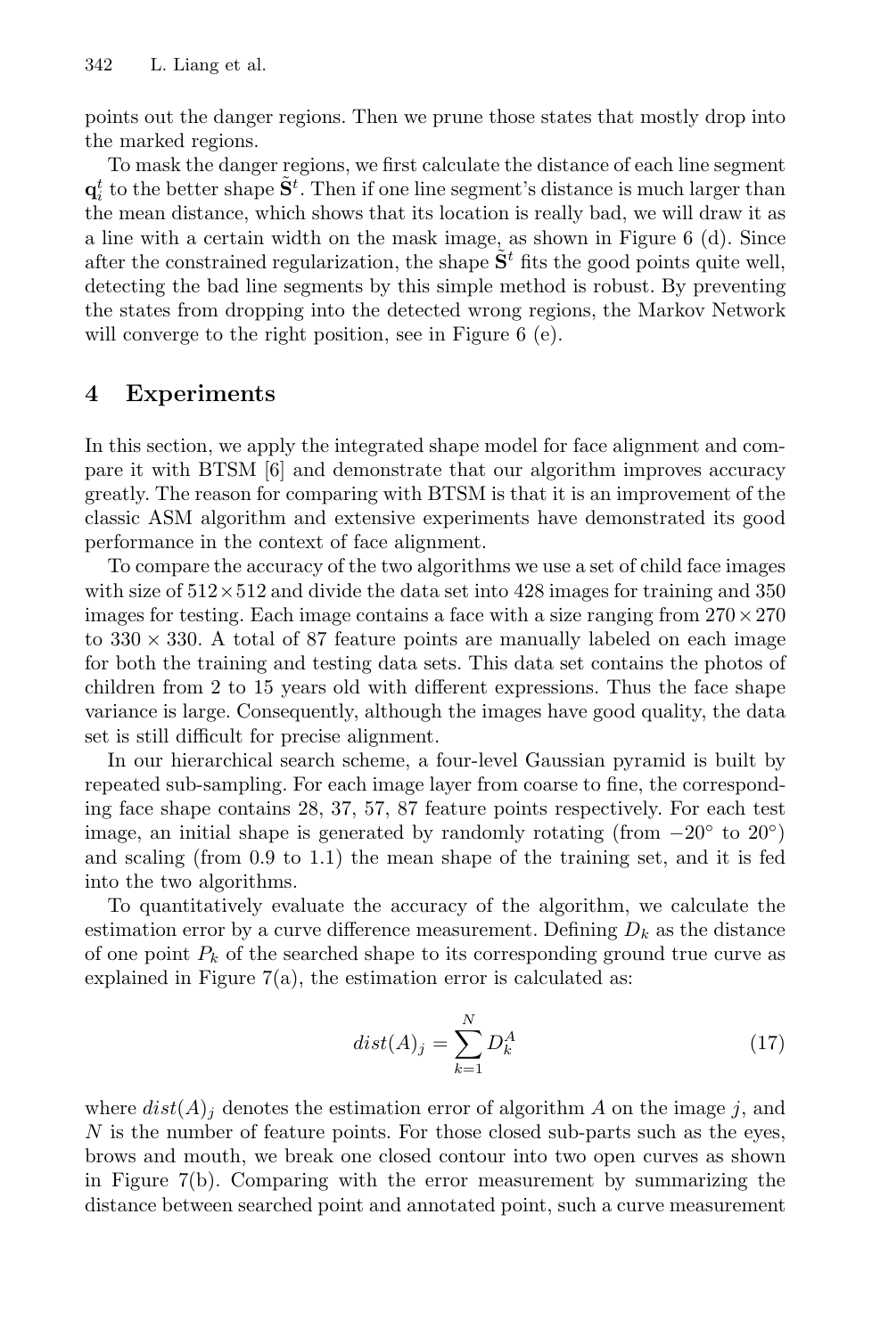points out the danger regions. Then we prune those states that mostly drop into the marked regions.

To mask the danger regions, we first calculate the distance of each line segment $\mathbf{q}_i^t$ to the better shape $\tilde{\mathbf{S}}^t$. Then if one line segment's distance is much larger than the mean distance, which shows that its location is really bad, we will draw it as a line with a certain width on the mask image, as shown in Figure 6 (d). Since after the constrained regularization, the shape $\tilde{\mathbf{S}}^t$ fits the good points quite well, detecting the bad line segments by this simple method is robust. By preventing the states from dropping into the detected wrong regions, the Markov Network will converge to the right position, see in Figure 6 (e).

## 4 Experiments

In this section, we apply the integrated shape model for face alignment and compare it with BTSM [6] and demonstrate that our algorithm improves accuracy greatly. The reason for comparing with BTSM is that it is an improvement of the classic ASM algorithm and extensive experiments have demonstrated its good performance in the context of face alignment.

To compare the accuracy of the two algorithms we use a set of child face images with size of $512 \times 512$ and divide the data set into 428 images for training and 350 images for testing. Each image contains a face with a size ranging from $270 \times 270$ to $330 \times 330$. A total of 87 feature points are manually labeled on each image for both the training and testing data sets. This data set contains the photos of children from 2 to 15 years old with different expressions. Thus the face shape variance is large. Consequently, although the images have good quality, the data set is still difficult for precise alignment.

In our hierarchical search scheme, a four-level Gaussian pyramid is built by repeated sub-sampling. For each image layer from coarse to fine, the corresponding face shape contains 28, 37, 57, 87 feature points respectively. For each test image, an initial shape is generated by randomly rotating (from $-20°$ to $20°$) and scaling (from 0.9 to 1.1) the mean shape of the training set, and it is fed into the two algorithms.

To quantitatively evaluate the accuracy of the algorithm, we calculate the estimation error by a curve difference measurement. Defining $D_k$ as the distance of one point $P_k$ of the searched shape to its corresponding ground true curve as explained in Figure 7(a), the estimation error is calculated as:

$$dist(A)_j = \sum_{k=1}^{N} D_k^A \tag{17}$$

where $dist(A)_j$ denotes the estimation error of algorithm $A$ on the image $j$, and $N$ is the number of feature points. For those closed sub-parts such as the eyes, brows and mouth, we break one closed contour into two open curves as shown in Figure 7(b). Comparing with the error measurement by summarizing the distance between searched point and annotated point, such a curve measurement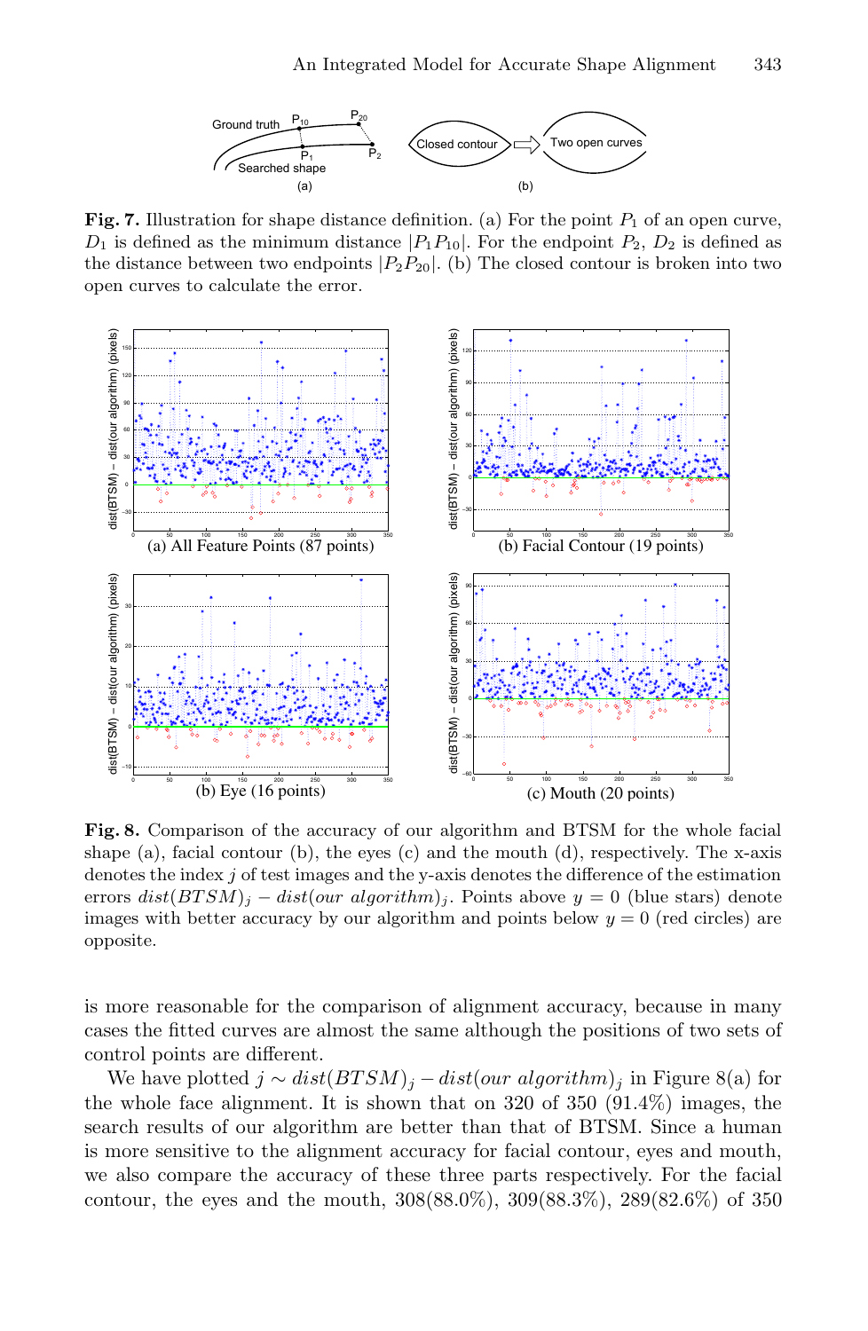**Fig. 7.** Illustration for shape distance definition. (a) For the point $P_1$ of an open curve, $D_1$ is defined as the minimum distance $|P_1 P_{10}|$. For the endpoint $P_2$, $D_2$ is defined as the distance between two endpoints $|P_2 P_{20}|$. (b) The closed contour is broken into two open curves to calculate the error.

**Fig. 8.** Comparison of the accuracy of our algorithm and BTSM for the whole facial shape (a), facial contour (b), the eyes (c) and the mouth (d), respectively. The x-axis denotes the index $j$ of test images and the y-axis denotes the difference of the estimation errors $dist(BTSM)_j - dist(our\ algorithm)_j$. Points above $y = 0$ (blue stars) denote images with better accuracy by our algorithm and points below $y = 0$ (red circles) are opposite.

is more reasonable for the comparison of alignment accuracy, because in many cases the fitted curves are almost the same although the positions of two sets of control points are different.

We have plotted $j \sim dist(BTSM)_j - dist(our\ algorithm)_j$ in Figure 8(a) for the whole face alignment. It is shown that on 320 of 350 (91.4%) images, the search results of our algorithm are better than that of BTSM. Since a human is more sensitive to the alignment accuracy for facial contour, eyes and mouth, we also compare the accuracy of these three parts respectively. For the facial contour, the eyes and the mouth, 308(88.0%), 309(88.3%), 289(82.6%) of 350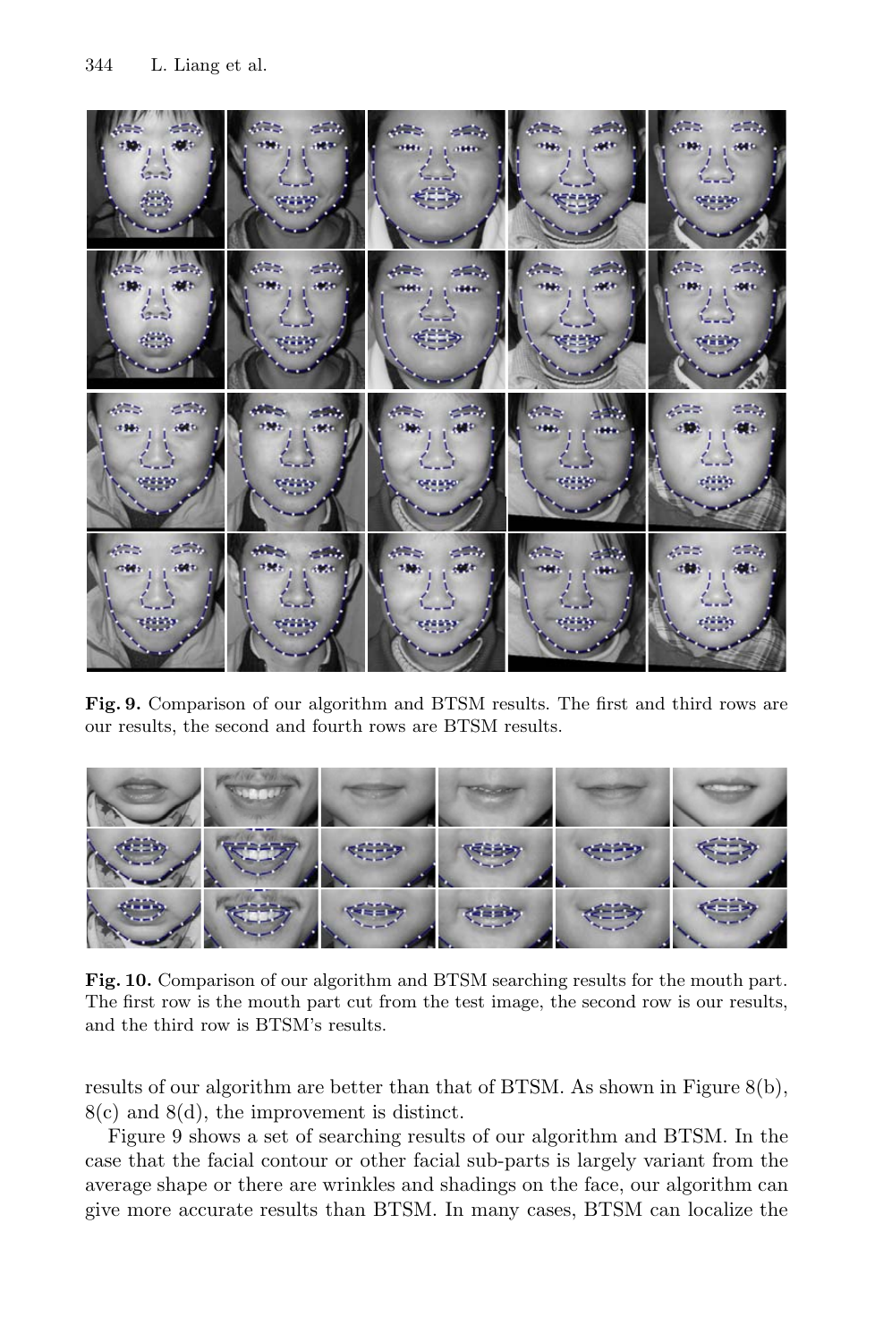**Fig. 9.** Comparison of our algorithm and BTSM results. The first and third rows are our results, the second and fourth rows are BTSM results.

**Fig. 10.** Comparison of our algorithm and BTSM searching results for the mouth part. The first row is the mouth part cut from the test image, the second row is our results, and the third row is BTSM's results.

results of our algorithm are better than that of BTSM. As shown in Figure 8(b), 8(c) and 8(d), the improvement is distinct.

Figure 9 shows a set of searching results of our algorithm and BTSM. In the case that the facial contour or other facial sub-parts is largely variant from the average shape or there are wrinkles and shadings on the face, our algorithm can give more accurate results than BTSM. In many cases, BTSM can localize the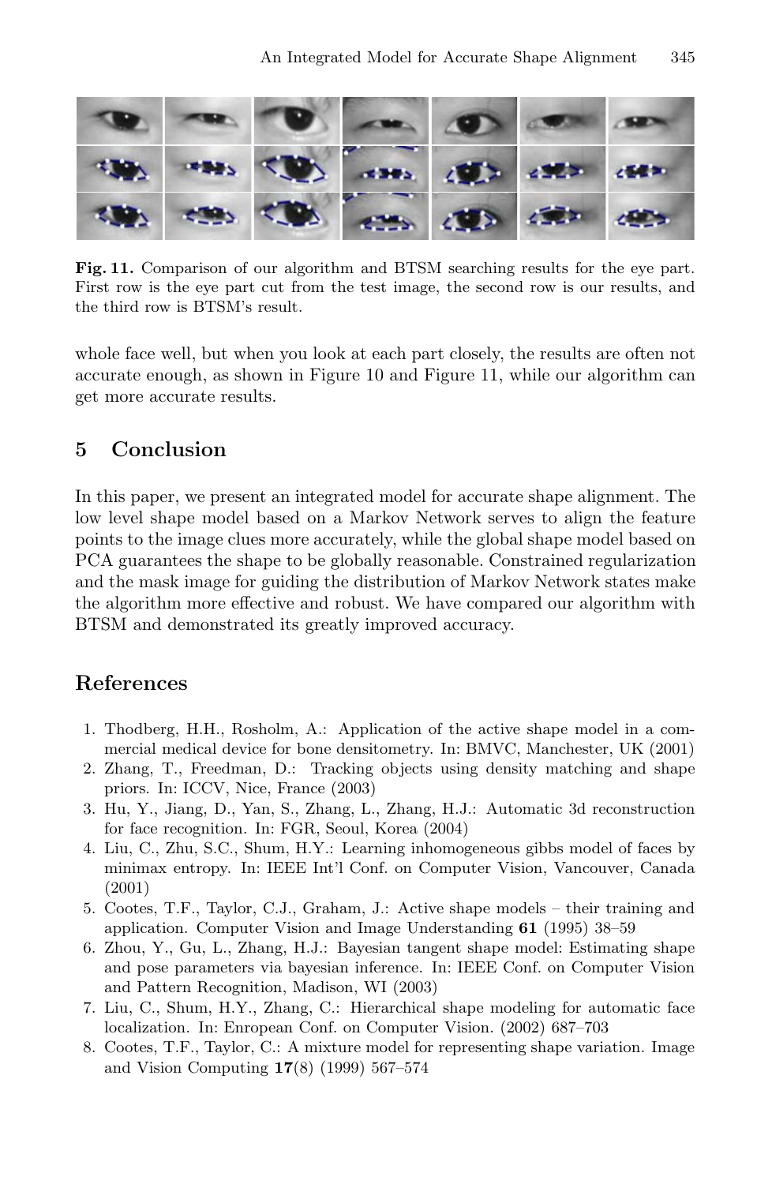Fig. 11. Comparison of our algorithm and BTSM searching results for the eye part. First row is the eye part cut from the test image, the second row is our results, and the third row is BTSM's result.

whole face well, but when you look at each part closely, the results are often not accurate enough, as shown in Figure 10 and Figure 11, while our algorithm can get more accurate results.

## 5 Conclusion

In this paper, we present an integrated model for accurate shape alignment. The low level shape model based on a Markov Network serves to align the feature points to the image clues more accurately, while the global shape model based on PCA guarantees the shape to be globally reasonable. Constrained regularization and the mask image for guiding the distribution of Markov Network states make the algorithm more effective and robust. We have compared our algorithm with BTSM and demonstrated its greatly improved accuracy.

## References

1. Thodberg, H.H., Rosholm, A.: Application of the active shape model in a commercial medical device for bone densitometry. In: BMVC, Manchester, UK (2001)
2. Zhang, T., Freedman, D.: Tracking objects using density matching and shape priors. In: ICCV, Nice, France (2003)
3. Hu, Y., Jiang, D., Yan, S., Zhang, L., Zhang, H.J.: Automatic 3d reconstruction for face recognition. In: FGR, Seoul, Korea (2004)
4. Liu, C., Zhu, S.C., Shum, H.Y.: Learning inhomogeneous gibbs model of faces by minimax entropy. In: IEEE Int'l Conf. on Computer Vision, Vancouver, Canada (2001)
5. Cootes, T.F., Taylor, C.J., Graham, J.: Active shape models – their training and application. Computer Vision and Image Understanding **61** (1995) 38–59
6. Zhou, Y., Gu, L., Zhang, H.J.: Bayesian tangent shape model: Estimating shape and pose parameters via bayesian inference. In: IEEE Conf. on Computer Vision and Pattern Recognition, Madison, WI (2003)
7. Liu, C., Shum, H.Y., Zhang, C.: Hierarchical shape modeling for automatic face localization. In: Enropean Conf. on Computer Vision. (2002) 687–703
8. Cootes, T.F., Taylor, C.: A mixture model for representing shape variation. Image and Vision Computing **17**(8) (1999) 567–574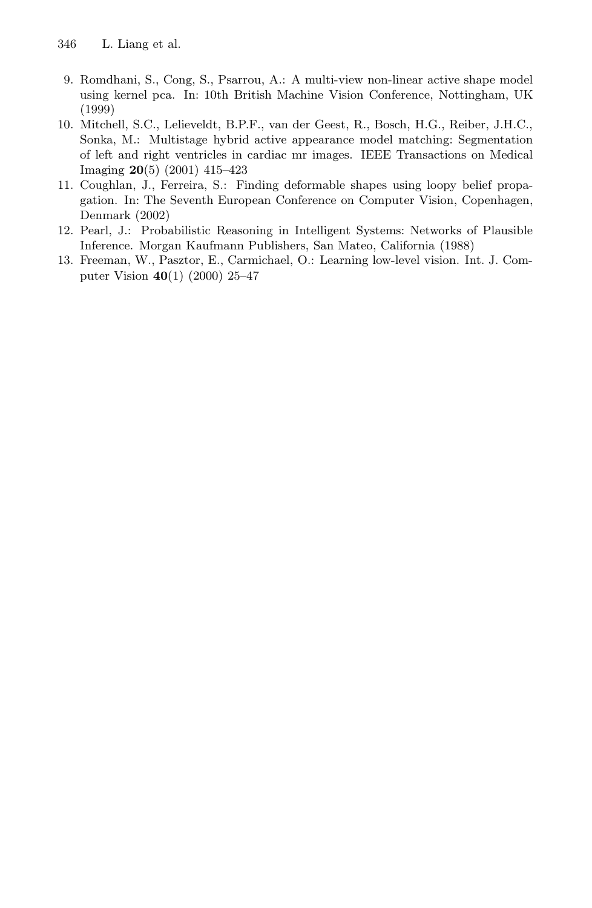9. Romdhani, S., Cong, S., Psarrou, A.: A multi-view non-linear active shape model using kernel pca. In: 10th British Machine Vision Conference, Nottingham, UK (1999)
10. Mitchell, S.C., Lelieveldt, B.P.F., van der Geest, R., Bosch, H.G., Reiber, J.H.C., Sonka, M.: Multistage hybrid active appearance model matching: Segmentation of left and right ventricles in cardiac mr images. IEEE Transactions on Medical Imaging **20**(5) (2001) 415–423
11. Coughlan, J., Ferreira, S.: Finding deformable shapes using loopy belief propagation. In: The Seventh European Conference on Computer Vision, Copenhagen, Denmark (2002)
12. Pearl, J.: Probabilistic Reasoning in Intelligent Systems: Networks of Plausible Inference. Morgan Kaufmann Publishers, San Mateo, California (1988)
13. Freeman, W., Pasztor, E., Carmichael, O.: Learning low-level vision. Int. J. Computer Vision **40**(1) (2000) 25–47